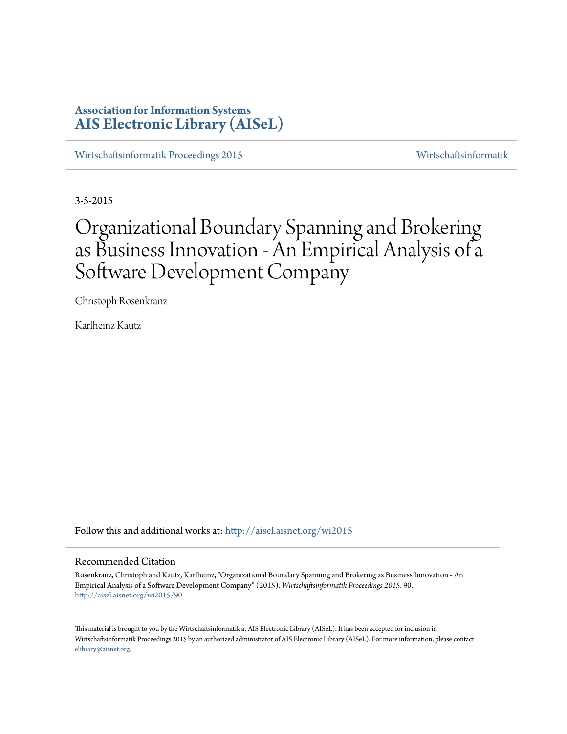**Association for Information Systems**
**AIS Electronic Library (AISeL)**

Wirtschaftsinformatik Proceedings 2015 — Wirtschaftsinformatik

3-5-2015

# Organizational Boundary Spanning and Brokering as Business Innovation - An Empirical Analysis of a Software Development Company

Christoph Rosenkranz

Karlheinz Kautz

Follow this and additional works at: http://aisel.aisnet.org/wi2015

## Recommended Citation

Rosenkranz, Christoph and Kautz, Karlheinz, "Organizational Boundary Spanning and Brokering as Business Innovation - An Empirical Analysis of a Software Development Company" (2015). *Wirtschaftsinformatik Proceedings 2015*. 90.
http://aisel.aisnet.org/wi2015/90

This material is brought to you by the Wirtschaftsinformatik at AIS Electronic Library (AISeL). It has been accepted for inclusion in Wirtschaftsinformatik Proceedings 2015 by an authorized administrator of AIS Electronic Library (AISeL). For more information, please contact elibrary@aisnet.org.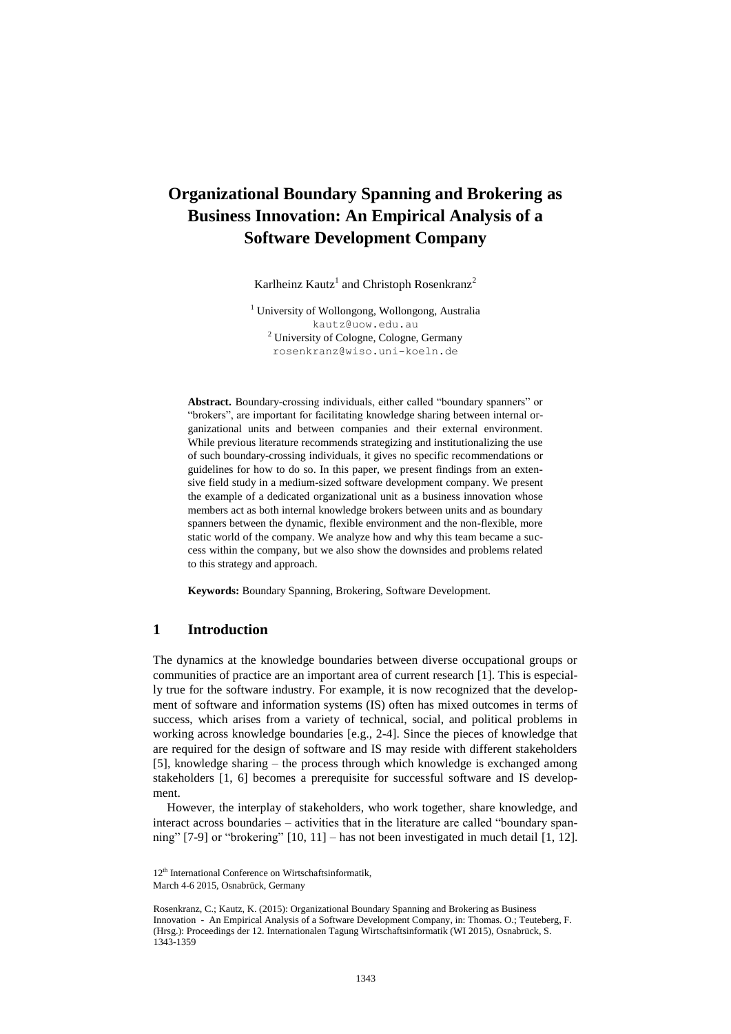# Organizational Boundary Spanning and Brokering as Business Innovation: An Empirical Analysis of a Software Development Company

Karlheinz Kautz[1] and Christoph Rosenkranz[2]

[1] University of Wollongong, Wollongong, Australia
kautz@uow.edu.au
[2] University of Cologne, Cologne, Germany
rosenkranz@wiso.uni-koeln.de

**Abstract.** Boundary-crossing individuals, either called "boundary spanners" or "brokers", are important for facilitating knowledge sharing between internal organizational units and between companies and their external environment. While previous literature recommends strategizing and institutionalizing the use of such boundary-crossing individuals, it gives no specific recommendations or guidelines for how to do so. In this paper, we present findings from an extensive field study in a medium-sized software development company. We present the example of a dedicated organizational unit as a business innovation whose members act as both internal knowledge brokers between units and as boundary spanners between the dynamic, flexible environment and the non-flexible, more static world of the company. We analyze how and why this team became a success within the company, but we also show the downsides and problems related to this strategy and approach.

**Keywords:** Boundary Spanning, Brokering, Software Development.

## 1 Introduction

The dynamics at the knowledge boundaries between diverse occupational groups or communities of practice are an important area of current research [1]. This is especially true for the software industry. For example, it is now recognized that the development of software and information systems (IS) often has mixed outcomes in terms of success, which arises from a variety of technical, social, and political problems in working across knowledge boundaries [e.g., 2-4]. Since the pieces of knowledge that are required for the design of software and IS may reside with different stakeholders [5], knowledge sharing – the process through which knowledge is exchanged among stakeholders [1, 6] becomes a prerequisite for successful software and IS development.

However, the interplay of stakeholders, who work together, share knowledge, and interact across boundaries – activities that in the literature are called "boundary spanning" [7-9] or "brokering" [10, 11] – has not been investigated in much detail [1, 12].

12th International Conference on Wirtschaftsinformatik,
March 4-6 2015, Osnabrück, Germany

Rosenkranz, C.; Kautz, K. (2015): Organizational Boundary Spanning and Brokering as Business Innovation - An Empirical Analysis of a Software Development Company, in: Thomas. O.; Teuteberg, F. (Hrsg.): Proceedings der 12. Internationalen Tagung Wirtschaftsinformatik (WI 2015), Osnabrück, S. 1343-1359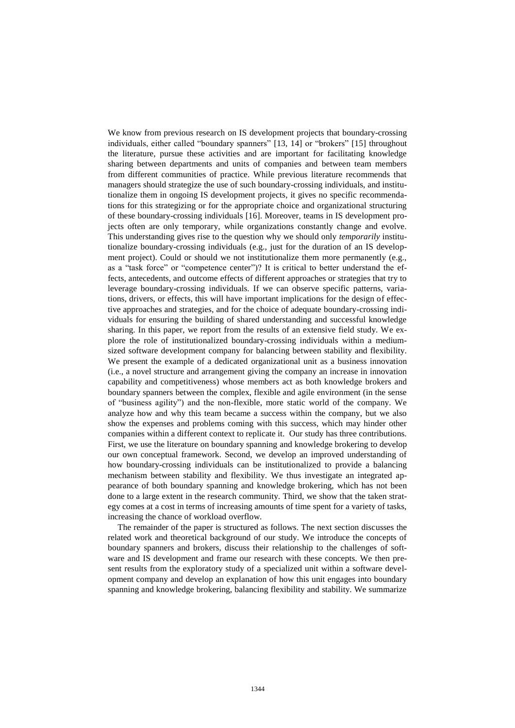We know from previous research on IS development projects that boundary-crossing individuals, either called "boundary spanners" [13, 14] or "brokers" [15] throughout the literature, pursue these activities and are important for facilitating knowledge sharing between departments and units of companies and between team members from different communities of practice. While previous literature recommends that managers should strategize the use of such boundary-crossing individuals, and institutionalize them in ongoing IS development projects, it gives no specific recommendations for this strategizing or for the appropriate choice and organizational structuring of these boundary-crossing individuals [16]. Moreover, teams in IS development projects often are only temporary, while organizations constantly change and evolve. This understanding gives rise to the question why we should only *temporarily* institutionalize boundary-crossing individuals (e.g., just for the duration of an IS development project). Could or should we not institutionalize them more permanently (e.g., as a "task force" or "competence center")? It is critical to better understand the effects, antecedents, and outcome effects of different approaches or strategies that try to leverage boundary-crossing individuals. If we can observe specific patterns, variations, drivers, or effects, this will have important implications for the design of effective approaches and strategies, and for the choice of adequate boundary-crossing individuals for ensuring the building of shared understanding and successful knowledge sharing. In this paper, we report from the results of an extensive field study. We explore the role of institutionalized boundary-crossing individuals within a medium-sized software development company for balancing between stability and flexibility. We present the example of a dedicated organizational unit as a business innovation (i.e., a novel structure and arrangement giving the company an increase in innovation capability and competitiveness) whose members act as both knowledge brokers and boundary spanners between the complex, flexible and agile environment (in the sense of "business agility") and the non-flexible, more static world of the company. We analyze how and why this team became a success within the company, but we also show the expenses and problems coming with this success, which may hinder other companies within a different context to replicate it. Our study has three contributions. First, we use the literature on boundary spanning and knowledge brokering to develop our own conceptual framework. Second, we develop an improved understanding of how boundary-crossing individuals can be institutionalized to provide a balancing mechanism between stability and flexibility. We thus investigate an integrated appearance of both boundary spanning and knowledge brokering, which has not been done to a large extent in the research community. Third, we show that the taken strategy comes at a cost in terms of increasing amounts of time spent for a variety of tasks, increasing the chance of workload overflow.

The remainder of the paper is structured as follows. The next section discusses the related work and theoretical background of our study. We introduce the concepts of boundary spanners and brokers, discuss their relationship to the challenges of software and IS development and frame our research with these concepts. We then present results from the exploratory study of a specialized unit within a software development company and develop an explanation of how this unit engages into boundary spanning and knowledge brokering, balancing flexibility and stability. We summarize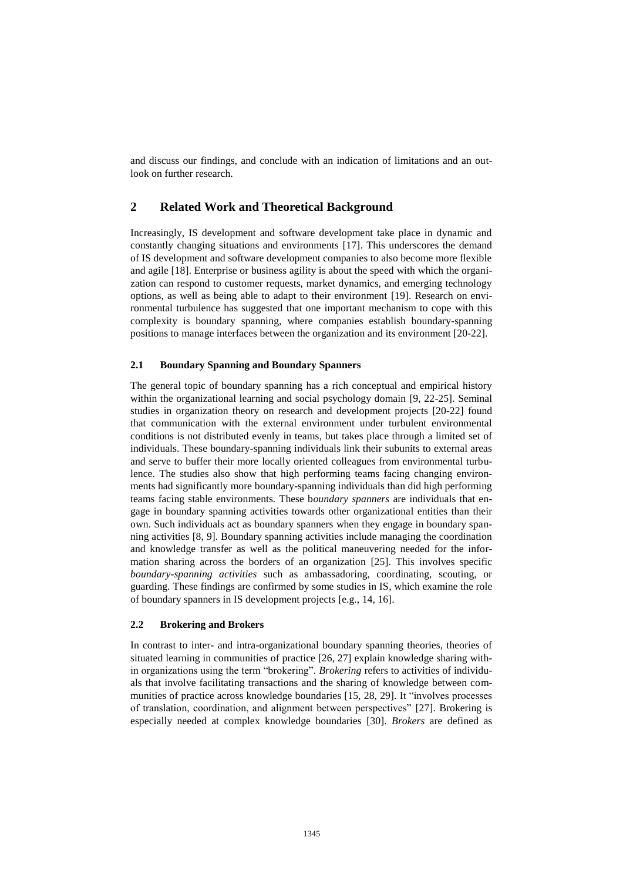and discuss our findings, and conclude with an indication of limitations and an outlook on further research.

## 2 Related Work and Theoretical Background

Increasingly, IS development and software development take place in dynamic and constantly changing situations and environments [17]. This underscores the demand of IS development and software development companies to also become more flexible and agile [18]. Enterprise or business agility is about the speed with which the organization can respond to customer requests, market dynamics, and emerging technology options, as well as being able to adapt to their environment [19]. Research on environmental turbulence has suggested that one important mechanism to cope with this complexity is boundary spanning, where companies establish boundary-spanning positions to manage interfaces between the organization and its environment [20-22].

### 2.1 Boundary Spanning and Boundary Spanners

The general topic of boundary spanning has a rich conceptual and empirical history within the organizational learning and social psychology domain [9, 22-25]. Seminal studies in organization theory on research and development projects [20-22] found that communication with the external environment under turbulent environmental conditions is not distributed evenly in teams, but takes place through a limited set of individuals. These boundary-spanning individuals link their subunits to external areas and serve to buffer their more locally oriented colleagues from environmental turbulence. The studies also show that high performing teams facing changing environments had significantly more boundary-spanning individuals than did high performing teams facing stable environments. These *boundary spanners* are individuals that engage in boundary spanning activities towards other organizational entities than their own. Such individuals act as boundary spanners when they engage in boundary spanning activities [8, 9]. Boundary spanning activities include managing the coordination and knowledge transfer as well as the political maneuvering needed for the information sharing across the borders of an organization [25]. This involves specific *boundary-spanning activities* such as ambassadoring, coordinating, scouting, or guarding. These findings are confirmed by some studies in IS, which examine the role of boundary spanners in IS development projects [e.g., 14, 16].

### 2.2 Brokering and Brokers

In contrast to inter- and intra-organizational boundary spanning theories, theories of situated learning in communities of practice [26, 27] explain knowledge sharing within organizations using the term "brokering". *Brokering* refers to activities of individuals that involve facilitating transactions and the sharing of knowledge between communities of practice across knowledge boundaries [15, 28, 29]. It "involves processes of translation, coordination, and alignment between perspectives" [27]. Brokering is especially needed at complex knowledge boundaries [30]. *Brokers* are defined as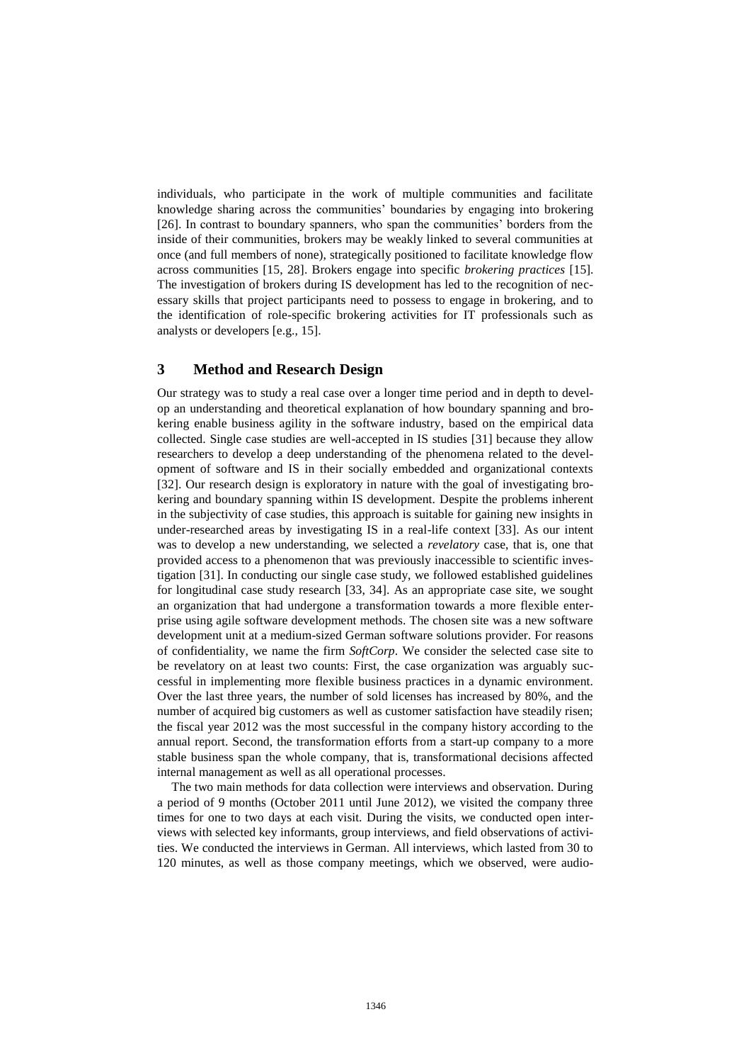individuals, who participate in the work of multiple communities and facilitate knowledge sharing across the communities' boundaries by engaging into brokering [26]. In contrast to boundary spanners, who span the communities' borders from the inside of their communities, brokers may be weakly linked to several communities at once (and full members of none), strategically positioned to facilitate knowledge flow across communities [15, 28]. Brokers engage into specific *brokering practices* [15]. The investigation of brokers during IS development has led to the recognition of necessary skills that project participants need to possess to engage in brokering, and to the identification of role-specific brokering activities for IT professionals such as analysts or developers [e.g., 15].

## 3 Method and Research Design

Our strategy was to study a real case over a longer time period and in depth to develop an understanding and theoretical explanation of how boundary spanning and brokering enable business agility in the software industry, based on the empirical data collected. Single case studies are well-accepted in IS studies [31] because they allow researchers to develop a deep understanding of the phenomena related to the development of software and IS in their socially embedded and organizational contexts [32]. Our research design is exploratory in nature with the goal of investigating brokering and boundary spanning within IS development. Despite the problems inherent in the subjectivity of case studies, this approach is suitable for gaining new insights in under-researched areas by investigating IS in a real-life context [33]. As our intent was to develop a new understanding, we selected a *revelatory* case, that is, one that provided access to a phenomenon that was previously inaccessible to scientific investigation [31]. In conducting our single case study, we followed established guidelines for longitudinal case study research [33, 34]. As an appropriate case site, we sought an organization that had undergone a transformation towards a more flexible enterprise using agile software development methods. The chosen site was a new software development unit at a medium-sized German software solutions provider. For reasons of confidentiality, we name the firm *SoftCorp*. We consider the selected case site to be revelatory on at least two counts: First, the case organization was arguably successful in implementing more flexible business practices in a dynamic environment. Over the last three years, the number of sold licenses has increased by 80%, and the number of acquired big customers as well as customer satisfaction have steadily risen; the fiscal year 2012 was the most successful in the company history according to the annual report. Second, the transformation efforts from a start-up company to a more stable business span the whole company, that is, transformational decisions affected internal management as well as all operational processes.

The two main methods for data collection were interviews and observation. During a period of 9 months (October 2011 until June 2012), we visited the company three times for one to two days at each visit. During the visits, we conducted open interviews with selected key informants, group interviews, and field observations of activities. We conducted the interviews in German. All interviews, which lasted from 30 to 120 minutes, as well as those company meetings, which we observed, were audio-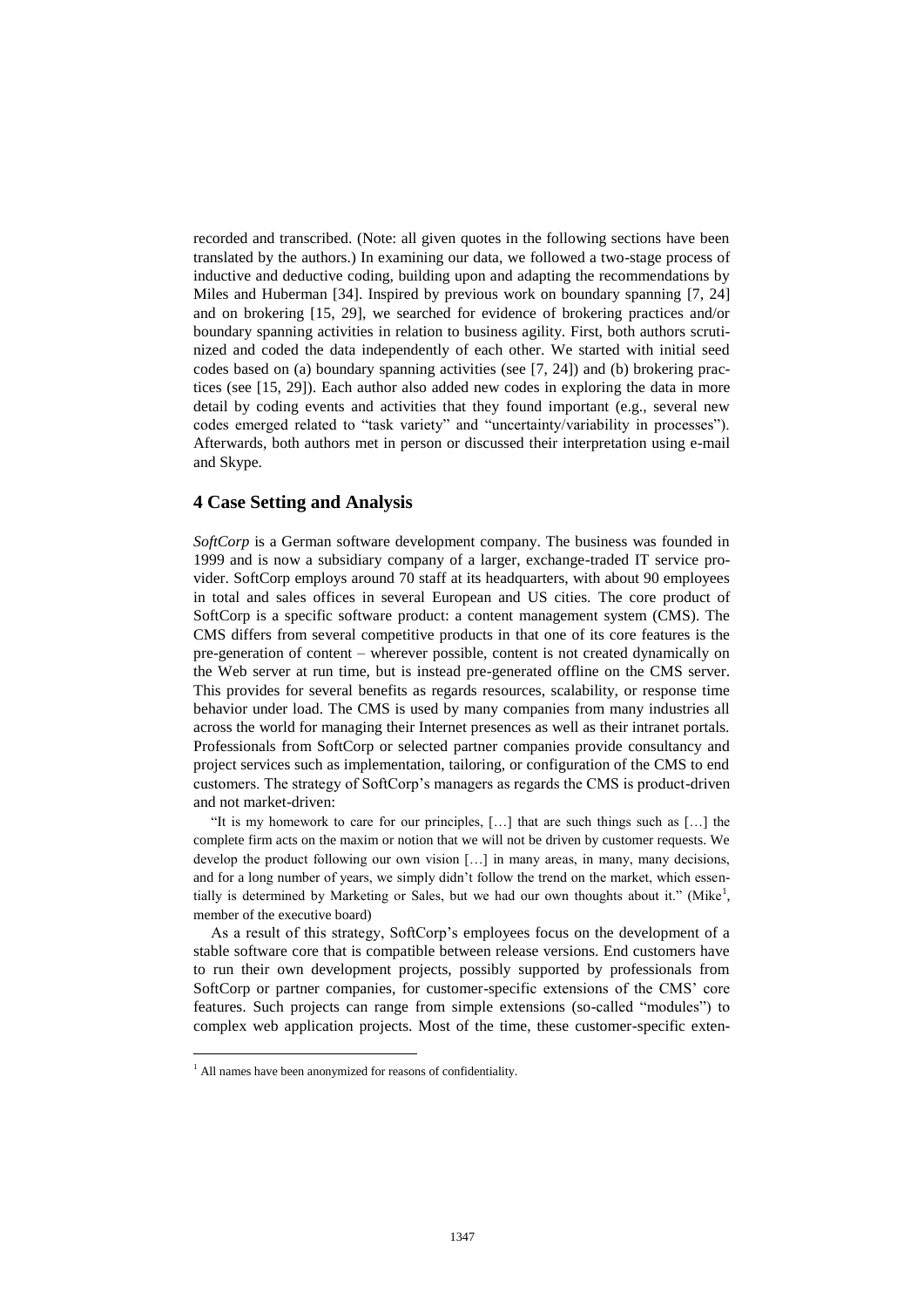recorded and transcribed. (Note: all given quotes in the following sections have been translated by the authors.) In examining our data, we followed a two-stage process of inductive and deductive coding, building upon and adapting the recommendations by Miles and Huberman [34]. Inspired by previous work on boundary spanning [7, 24] and on brokering [15, 29], we searched for evidence of brokering practices and/or boundary spanning activities in relation to business agility. First, both authors scrutinized and coded the data independently of each other. We started with initial seed codes based on (a) boundary spanning activities (see [7, 24]) and (b) brokering practices (see [15, 29]). Each author also added new codes in exploring the data in more detail by coding events and activities that they found important (e.g., several new codes emerged related to "task variety" and "uncertainty/variability in processes"). Afterwards, both authors met in person or discussed their interpretation using e-mail and Skype.

## 4 Case Setting and Analysis

*SoftCorp* is a German software development company. The business was founded in 1999 and is now a subsidiary company of a larger, exchange-traded IT service provider. SoftCorp employs around 70 staff at its headquarters, with about 90 employees in total and sales offices in several European and US cities. The core product of SoftCorp is a specific software product: a content management system (CMS). The CMS differs from several competitive products in that one of its core features is the pre-generation of content – wherever possible, content is not created dynamically on the Web server at run time, but is instead pre-generated offline on the CMS server. This provides for several benefits as regards resources, scalability, or response time behavior under load. The CMS is used by many companies from many industries all across the world for managing their Internet presences as well as their intranet portals. Professionals from SoftCorp or selected partner companies provide consultancy and project services such as implementation, tailoring, or configuration of the CMS to end customers. The strategy of SoftCorp's managers as regards the CMS is product-driven and not market-driven:

"It is my homework to care for our principles, […] that are such things such as […] the complete firm acts on the maxim or notion that we will not be driven by customer requests. We develop the product following our own vision […] in many areas, in many, many decisions, and for a long number of years, we simply didn't follow the trend on the market, which essentially is determined by Marketing or Sales, but we had our own thoughts about it." (Mike[1], member of the executive board)

As a result of this strategy, SoftCorp's employees focus on the development of a stable software core that is compatible between release versions. End customers have to run their own development projects, possibly supported by professionals from SoftCorp or partner companies, for customer-specific extensions of the CMS' core features. Such projects can range from simple extensions (so-called "modules") to complex web application projects. Most of the time, these customer-specific exten-

[1] All names have been anonymized for reasons of confidentiality.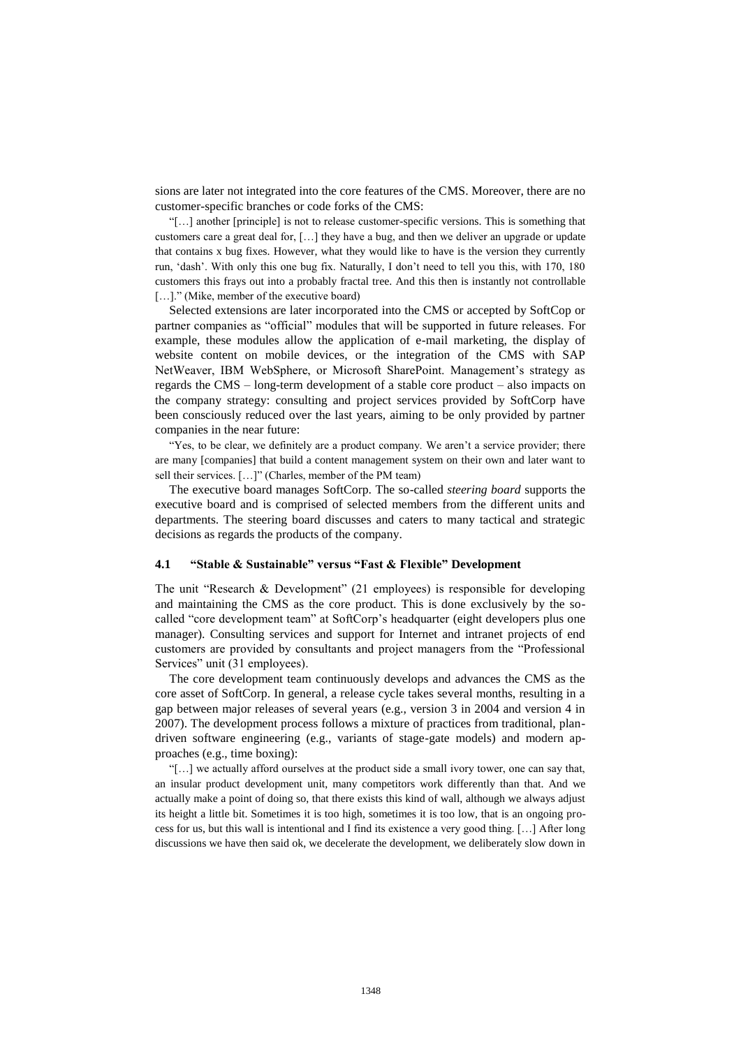sions are later not integrated into the core features of the CMS. Moreover, there are no customer-specific branches or code forks of the CMS:

"[…] another [principle] is not to release customer-specific versions. This is something that customers care a great deal for, […] they have a bug, and then we deliver an upgrade or update that contains x bug fixes. However, what they would like to have is the version they currently run, 'dash'. With only this one bug fix. Naturally, I don't need to tell you this, with 170, 180 customers this frays out into a probably fractal tree. And this then is instantly not controllable […]." (Mike, member of the executive board)

Selected extensions are later incorporated into the CMS or accepted by SoftCop or partner companies as "official" modules that will be supported in future releases. For example, these modules allow the application of e-mail marketing, the display of website content on mobile devices, or the integration of the CMS with SAP NetWeaver, IBM WebSphere, or Microsoft SharePoint. Management's strategy as regards the CMS – long-term development of a stable core product – also impacts on the company strategy: consulting and project services provided by SoftCorp have been consciously reduced over the last years, aiming to be only provided by partner companies in the near future:

"Yes, to be clear, we definitely are a product company. We aren't a service provider; there are many [companies] that build a content management system on their own and later want to sell their services. […]" (Charles, member of the PM team)

The executive board manages SoftCorp. The so-called *steering board* supports the executive board and is comprised of selected members from the different units and departments. The steering board discusses and caters to many tactical and strategic decisions as regards the products of the company.

### 4.1 "Stable & Sustainable" versus "Fast & Flexible" Development

The unit "Research & Development" (21 employees) is responsible for developing and maintaining the CMS as the core product. This is done exclusively by the so-called "core development team" at SoftCorp's headquarter (eight developers plus one manager). Consulting services and support for Internet and intranet projects of end customers are provided by consultants and project managers from the "Professional Services" unit (31 employees).

The core development team continuously develops and advances the CMS as the core asset of SoftCorp. In general, a release cycle takes several months, resulting in a gap between major releases of several years (e.g., version 3 in 2004 and version 4 in 2007). The development process follows a mixture of practices from traditional, plan-driven software engineering (e.g., variants of stage-gate models) and modern approaches (e.g., time boxing):

"[…] we actually afford ourselves at the product side a small ivory tower, one can say that, an insular product development unit, many competitors work differently than that. And we actually make a point of doing so, that there exists this kind of wall, although we always adjust its height a little bit. Sometimes it is too high, sometimes it is too low, that is an ongoing process for us, but this wall is intentional and I find its existence a very good thing. […] After long discussions we have then said ok, we decelerate the development, we deliberately slow down in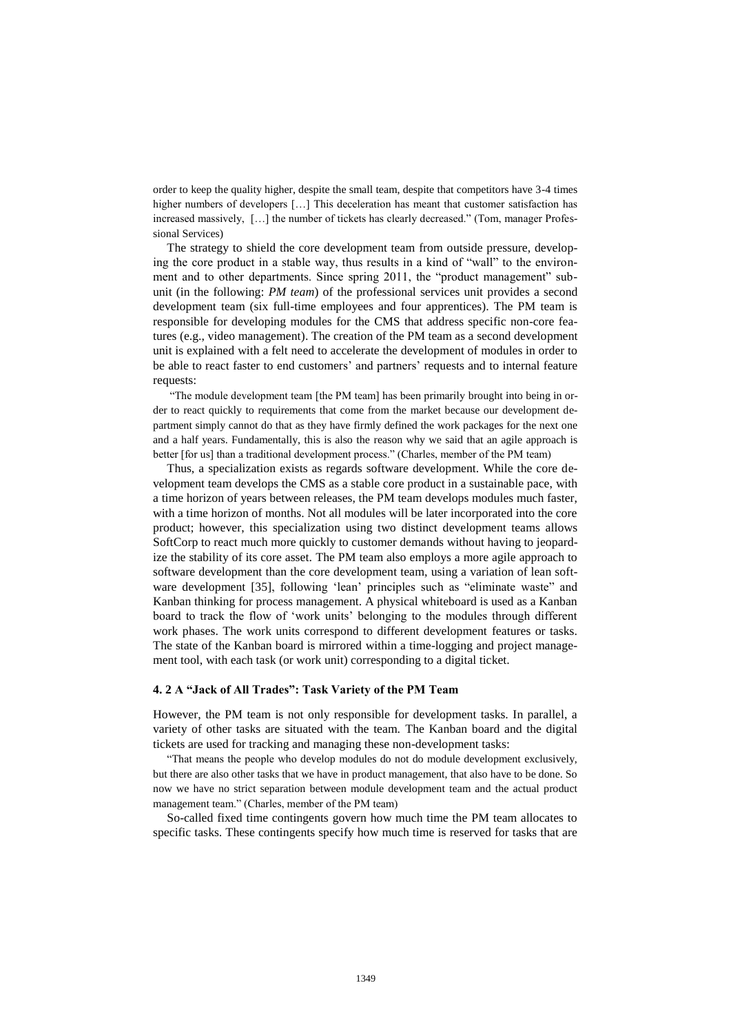order to keep the quality higher, despite the small team, despite that competitors have 3-4 times higher numbers of developers […] This deceleration has meant that customer satisfaction has increased massively, […] the number of tickets has clearly decreased." (Tom, manager Professional Services)

The strategy to shield the core development team from outside pressure, developing the core product in a stable way, thus results in a kind of "wall" to the environment and to other departments. Since spring 2011, the "product management" subunit (in the following: *PM team*) of the professional services unit provides a second development team (six full-time employees and four apprentices). The PM team is responsible for developing modules for the CMS that address specific non-core features (e.g., video management). The creation of the PM team as a second development unit is explained with a felt need to accelerate the development of modules in order to be able to react faster to end customers' and partners' requests and to internal feature requests:

"The module development team [the PM team] has been primarily brought into being in order to react quickly to requirements that come from the market because our development department simply cannot do that as they have firmly defined the work packages for the next one and a half years. Fundamentally, this is also the reason why we said that an agile approach is better [for us] than a traditional development process." (Charles, member of the PM team)

Thus, a specialization exists as regards software development. While the core development team develops the CMS as a stable core product in a sustainable pace, with a time horizon of years between releases, the PM team develops modules much faster, with a time horizon of months. Not all modules will be later incorporated into the core product; however, this specialization using two distinct development teams allows SoftCorp to react much more quickly to customer demands without having to jeopardize the stability of its core asset. The PM team also employs a more agile approach to software development than the core development team, using a variation of lean software development [35], following 'lean' principles such as "eliminate waste" and Kanban thinking for process management. A physical whiteboard is used as a Kanban board to track the flow of 'work units' belonging to the modules through different work phases. The work units correspond to different development features or tasks. The state of the Kanban board is mirrored within a time-logging and project management tool, with each task (or work unit) corresponding to a digital ticket.

### 4. 2 A "Jack of All Trades": Task Variety of the PM Team

However, the PM team is not only responsible for development tasks. In parallel, a variety of other tasks are situated with the team. The Kanban board and the digital tickets are used for tracking and managing these non-development tasks:

"That means the people who develop modules do not do module development exclusively, but there are also other tasks that we have in product management, that also have to be done. So now we have no strict separation between module development team and the actual product management team." (Charles, member of the PM team)

So-called fixed time contingents govern how much time the PM team allocates to specific tasks. These contingents specify how much time is reserved for tasks that are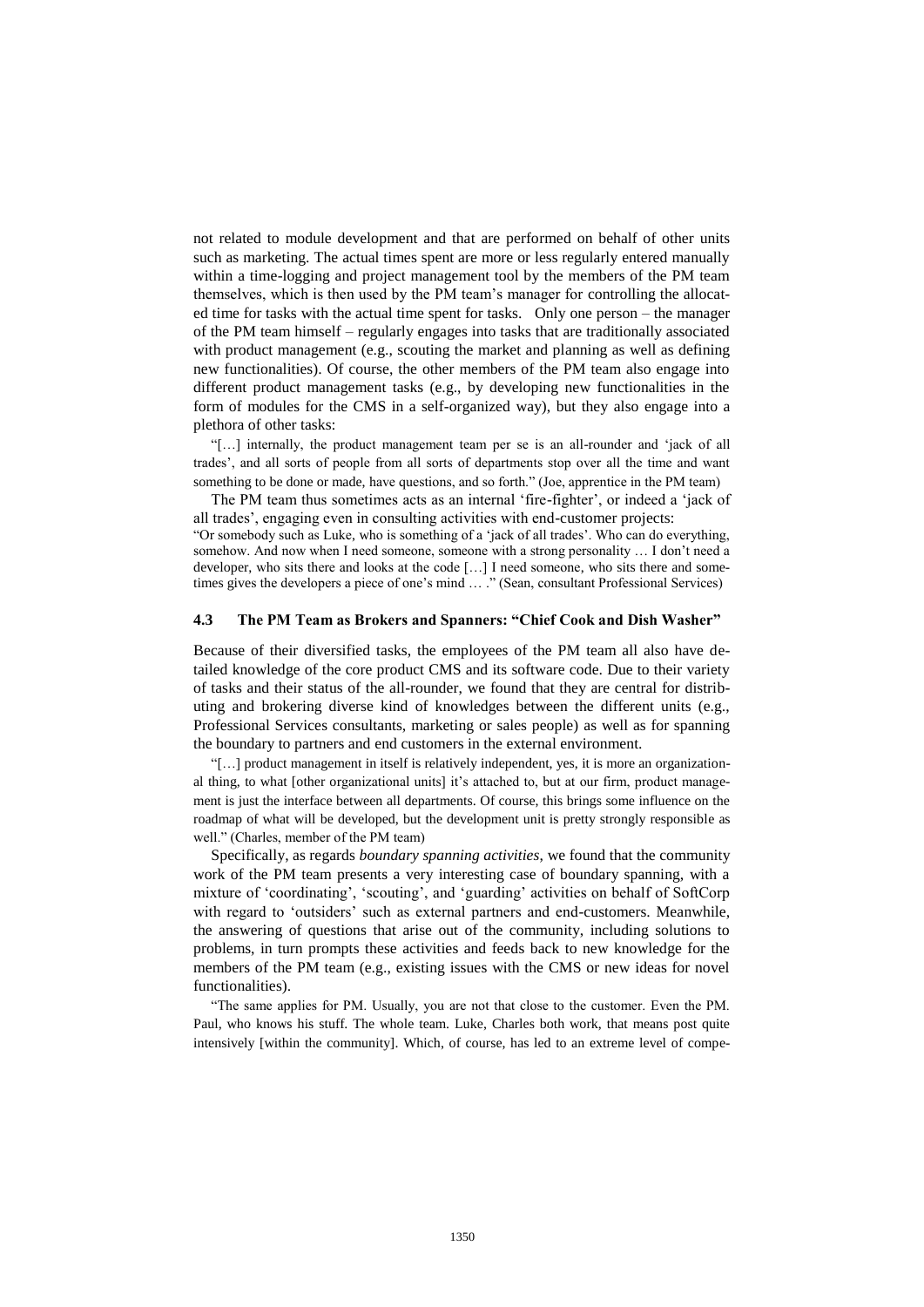not related to module development and that are performed on behalf of other units such as marketing. The actual times spent are more or less regularly entered manually within a time-logging and project management tool by the members of the PM team themselves, which is then used by the PM team's manager for controlling the allocated time for tasks with the actual time spent for tasks. Only one person – the manager of the PM team himself – regularly engages into tasks that are traditionally associated with product management (e.g., scouting the market and planning as well as defining new functionalities). Of course, the other members of the PM team also engage into different product management tasks (e.g., by developing new functionalities in the form of modules for the CMS in a self-organized way), but they also engage into a plethora of other tasks:

"[…] internally, the product management team per se is an all-rounder and 'jack of all trades', and all sorts of people from all sorts of departments stop over all the time and want something to be done or made, have questions, and so forth." (Joe, apprentice in the PM team)

The PM team thus sometimes acts as an internal 'fire-fighter', or indeed a 'jack of all trades', engaging even in consulting activities with end-customer projects:

"Or somebody such as Luke, who is something of a 'jack of all trades'. Who can do everything, somehow. And now when I need someone, someone with a strong personality … I don't need a developer, who sits there and looks at the code […] I need someone, who sits there and sometimes gives the developers a piece of one's mind … ." (Sean, consultant Professional Services)

### 4.3 The PM Team as Brokers and Spanners: "Chief Cook and Dish Washer"

Because of their diversified tasks, the employees of the PM team all also have detailed knowledge of the core product CMS and its software code. Due to their variety of tasks and their status of the all-rounder, we found that they are central for distributing and brokering diverse kind of knowledges between the different units (e.g., Professional Services consultants, marketing or sales people) as well as for spanning the boundary to partners and end customers in the external environment.

"[…] product management in itself is relatively independent, yes, it is more an organizational thing, to what [other organizational units] it's attached to, but at our firm, product management is just the interface between all departments. Of course, this brings some influence on the roadmap of what will be developed, but the development unit is pretty strongly responsible as well." (Charles, member of the PM team)

Specifically, as regards *boundary spanning activities*, we found that the community work of the PM team presents a very interesting case of boundary spanning, with a mixture of 'coordinating', 'scouting', and 'guarding' activities on behalf of SoftCorp with regard to 'outsiders' such as external partners and end-customers. Meanwhile, the answering of questions that arise out of the community, including solutions to problems, in turn prompts these activities and feeds back to new knowledge for the members of the PM team (e.g., existing issues with the CMS or new ideas for novel functionalities).

"The same applies for PM. Usually, you are not that close to the customer. Even the PM. Paul, who knows his stuff. The whole team. Luke, Charles both work, that means post quite intensively [within the community]. Which, of course, has led to an extreme level of compe-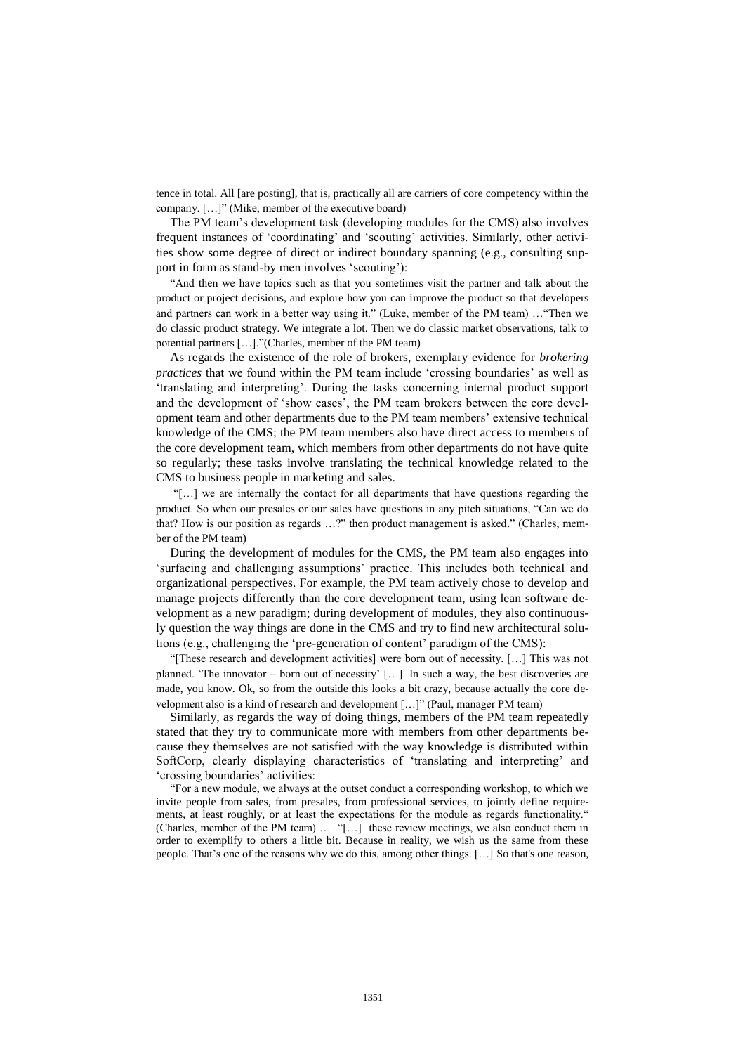tence in total. All [are posting], that is, practically all are carriers of core competency within the company. […]" (Mike, member of the executive board)

The PM team's development task (developing modules for the CMS) also involves frequent instances of 'coordinating' and 'scouting' activities. Similarly, other activities show some degree of direct or indirect boundary spanning (e.g., consulting support in form as stand-by men involves 'scouting'):

> "And then we have topics such as that you sometimes visit the partner and talk about the product or project decisions, and explore how you can improve the product so that developers and partners can work in a better way using it." (Luke, member of the PM team) …"Then we do classic product strategy. We integrate a lot. Then we do classic market observations, talk to potential partners […]."(Charles, member of the PM team)

As regards the existence of the role of brokers, exemplary evidence for *brokering practices* that we found within the PM team include 'crossing boundaries' as well as 'translating and interpreting'. During the tasks concerning internal product support and the development of 'show cases', the PM team brokers between the core development team and other departments due to the PM team members' extensive technical knowledge of the CMS; the PM team members also have direct access to members of the core development team, which members from other departments do not have quite so regularly; these tasks involve translating the technical knowledge related to the CMS to business people in marketing and sales.

> "[…] we are internally the contact for all departments that have questions regarding the product. So when our presales or our sales have questions in any pitch situations, "Can we do that? How is our position as regards …?" then product management is asked." (Charles, member of the PM team)

During the development of modules for the CMS, the PM team also engages into 'surfacing and challenging assumptions' practice. This includes both technical and organizational perspectives. For example, the PM team actively chose to develop and manage projects differently than the core development team, using lean software development as a new paradigm; during development of modules, they also continuously question the way things are done in the CMS and try to find new architectural solutions (e.g., challenging the 'pre-generation of content' paradigm of the CMS):

> "[These research and development activities] were born out of necessity. […] This was not planned. 'The innovator – born out of necessity' […]. In such a way, the best discoveries are made, you know. Ok, so from the outside this looks a bit crazy, because actually the core development also is a kind of research and development […]" (Paul, manager PM team)

Similarly, as regards the way of doing things, members of the PM team repeatedly stated that they try to communicate more with members from other departments because they themselves are not satisfied with the way knowledge is distributed within SoftCorp, clearly displaying characteristics of 'translating and interpreting' and 'crossing boundaries' activities:

> "For a new module, we always at the outset conduct a corresponding workshop, to which we invite people from sales, from presales, from professional services, to jointly define requirements, at least roughly, or at least the expectations for the module as regards functionality." (Charles, member of the PM team) … "[…] these review meetings, we also conduct them in order to exemplify to others a little bit. Because in reality, we wish us the same from these people. That's one of the reasons why we do this, among other things. […] So that's one reason,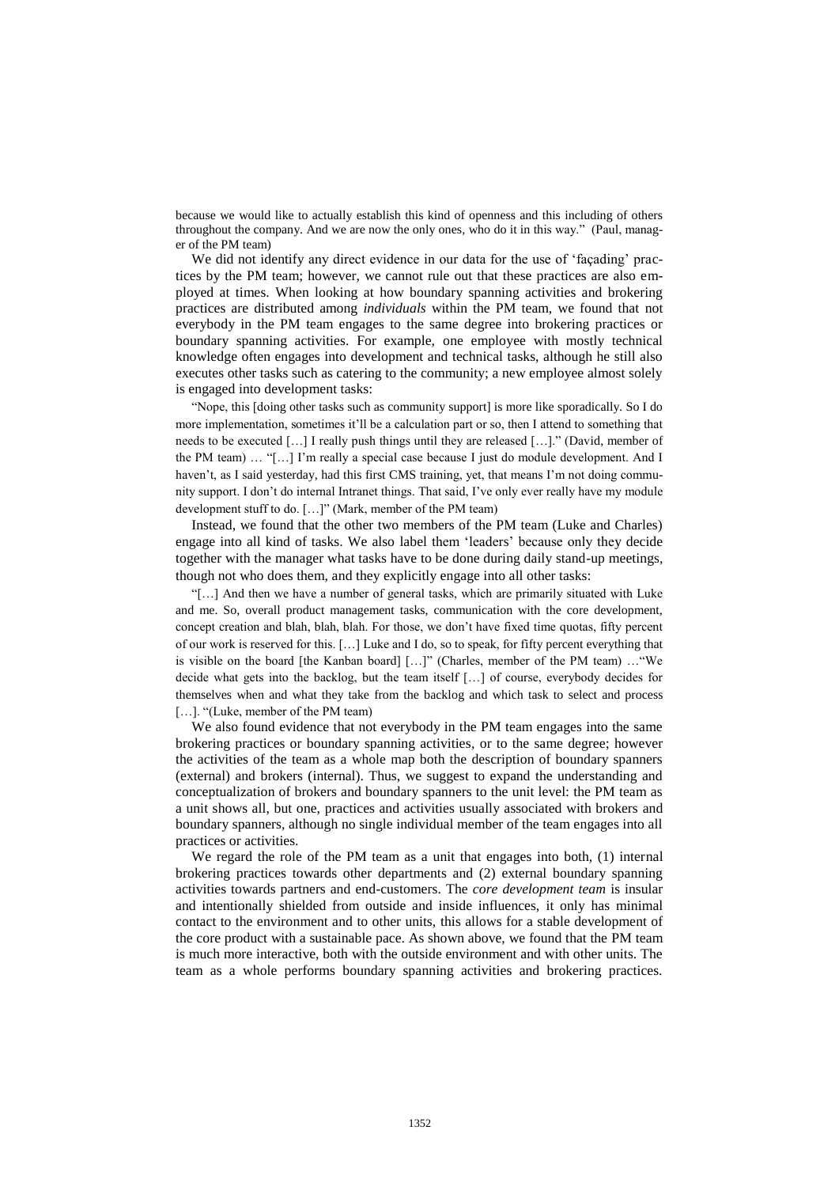because we would like to actually establish this kind of openness and this including of others throughout the company. And we are now the only ones, who do it in this way." (Paul, manager of the PM team)

We did not identify any direct evidence in our data for the use of 'façading' practices by the PM team; however, we cannot rule out that these practices are also employed at times. When looking at how boundary spanning activities and brokering practices are distributed among *individuals* within the PM team, we found that not everybody in the PM team engages to the same degree into brokering practices or boundary spanning activities. For example, one employee with mostly technical knowledge often engages into development and technical tasks, although he still also executes other tasks such as catering to the community; a new employee almost solely is engaged into development tasks:

> "Nope, this [doing other tasks such as community support] is more like sporadically. So I do more implementation, sometimes it'll be a calculation part or so, then I attend to something that needs to be executed […] I really push things until they are released […]." (David, member of the PM team) … "[…] I'm really a special case because I just do module development. And I haven't, as I said yesterday, had this first CMS training, yet, that means I'm not doing community support. I don't do internal Intranet things. That said, I've only ever really have my module development stuff to do. […]" (Mark, member of the PM team)

Instead, we found that the other two members of the PM team (Luke and Charles) engage into all kind of tasks. We also label them 'leaders' because only they decide together with the manager what tasks have to be done during daily stand-up meetings, though not who does them, and they explicitly engage into all other tasks:

> "[…] And then we have a number of general tasks, which are primarily situated with Luke and me. So, overall product management tasks, communication with the core development, concept creation and blah, blah, blah. For those, we don't have fixed time quotas, fifty percent of our work is reserved for this. […] Luke and I do, so to speak, for fifty percent everything that is visible on the board [the Kanban board] […]" (Charles, member of the PM team) …"We decide what gets into the backlog, but the team itself […] of course, everybody decides for themselves when and what they take from the backlog and which task to select and process […]. "(Luke, member of the PM team)

We also found evidence that not everybody in the PM team engages into the same brokering practices or boundary spanning activities, or to the same degree; however the activities of the team as a whole map both the description of boundary spanners (external) and brokers (internal). Thus, we suggest to expand the understanding and conceptualization of brokers and boundary spanners to the unit level: the PM team as a unit shows all, but one, practices and activities usually associated with brokers and boundary spanners, although no single individual member of the team engages into all practices or activities.

We regard the role of the PM team as a unit that engages into both, (1) internal brokering practices towards other departments and (2) external boundary spanning activities towards partners and end-customers. The *core development team* is insular and intentionally shielded from outside and inside influences, it only has minimal contact to the environment and to other units, this allows for a stable development of the core product with a sustainable pace. As shown above, we found that the PM team is much more interactive, both with the outside environment and with other units. The team as a whole performs boundary spanning activities and brokering practices.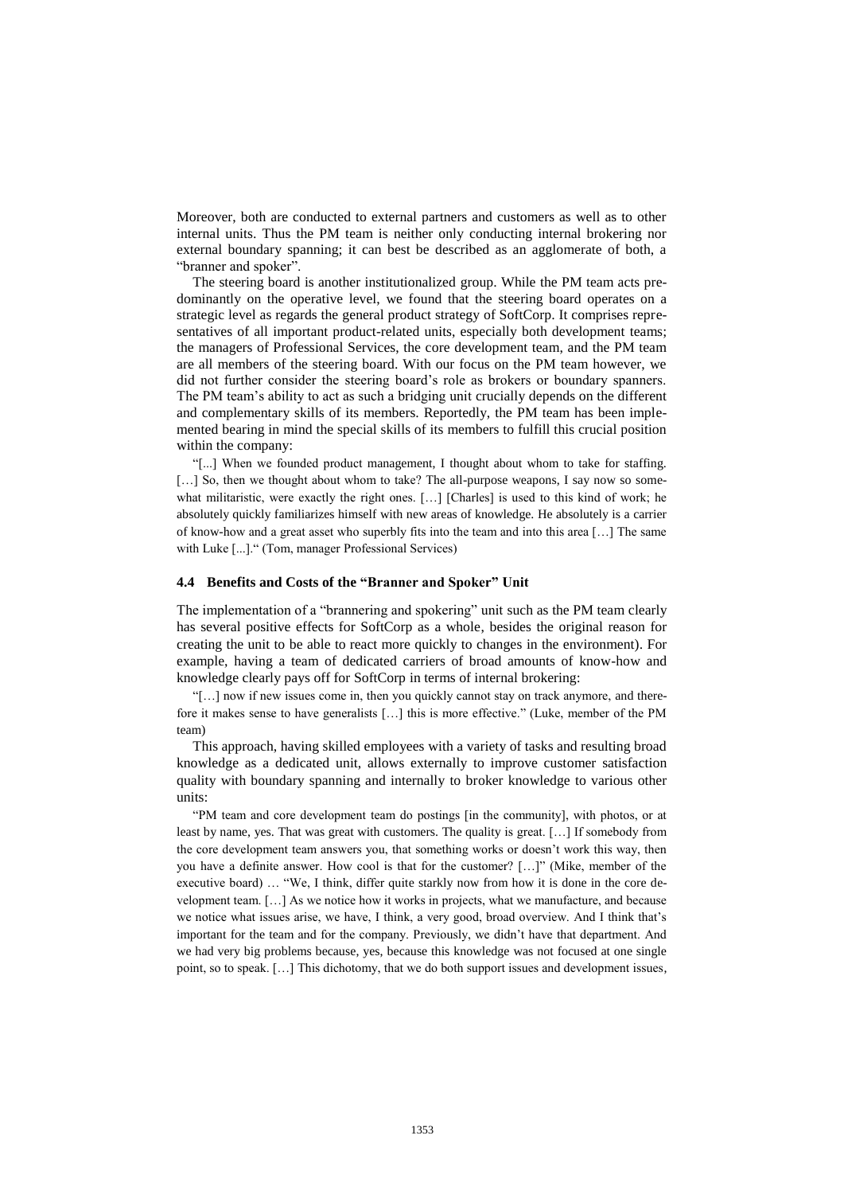Moreover, both are conducted to external partners and customers as well as to other internal units. Thus the PM team is neither only conducting internal brokering nor external boundary spanning; it can best be described as an agglomerate of both, a "branner and spoker".

The steering board is another institutionalized group. While the PM team acts predominantly on the operative level, we found that the steering board operates on a strategic level as regards the general product strategy of SoftCorp. It comprises representatives of all important product-related units, especially both development teams; the managers of Professional Services, the core development team, and the PM team are all members of the steering board. With our focus on the PM team however, we did not further consider the steering board's role as brokers or boundary spanners. The PM team's ability to act as such a bridging unit crucially depends on the different and complementary skills of its members. Reportedly, the PM team has been implemented bearing in mind the special skills of its members to fulfill this crucial position within the company:

"[...] When we founded product management, I thought about whom to take for staffing. […] So, then we thought about whom to take? The all-purpose weapons, I say now so somewhat militaristic, were exactly the right ones. […] [Charles] is used to this kind of work; he absolutely quickly familiarizes himself with new areas of knowledge. He absolutely is a carrier of know-how and a great asset who superbly fits into the team and into this area […] The same with Luke [...]." (Tom, manager Professional Services)

### 4.4 Benefits and Costs of the "Branner and Spoker" Unit

The implementation of a "brannering and spokering" unit such as the PM team clearly has several positive effects for SoftCorp as a whole, besides the original reason for creating the unit to be able to react more quickly to changes in the environment). For example, having a team of dedicated carriers of broad amounts of know-how and knowledge clearly pays off for SoftCorp in terms of internal brokering:

"[…] now if new issues come in, then you quickly cannot stay on track anymore, and therefore it makes sense to have generalists […] this is more effective." (Luke, member of the PM team)

This approach, having skilled employees with a variety of tasks and resulting broad knowledge as a dedicated unit, allows externally to improve customer satisfaction quality with boundary spanning and internally to broker knowledge to various other units:

"PM team and core development team do postings [in the community], with photos, or at least by name, yes. That was great with customers. The quality is great. […] If somebody from the core development team answers you, that something works or doesn't work this way, then you have a definite answer. How cool is that for the customer? […]" (Mike, member of the executive board) … "We, I think, differ quite starkly now from how it is done in the core development team. […] As we notice how it works in projects, what we manufacture, and because we notice what issues arise, we have, I think, a very good, broad overview. And I think that's important for the team and for the company. Previously, we didn't have that department. And we had very big problems because, yes, because this knowledge was not focused at one single point, so to speak. […] This dichotomy, that we do both support issues and development issues,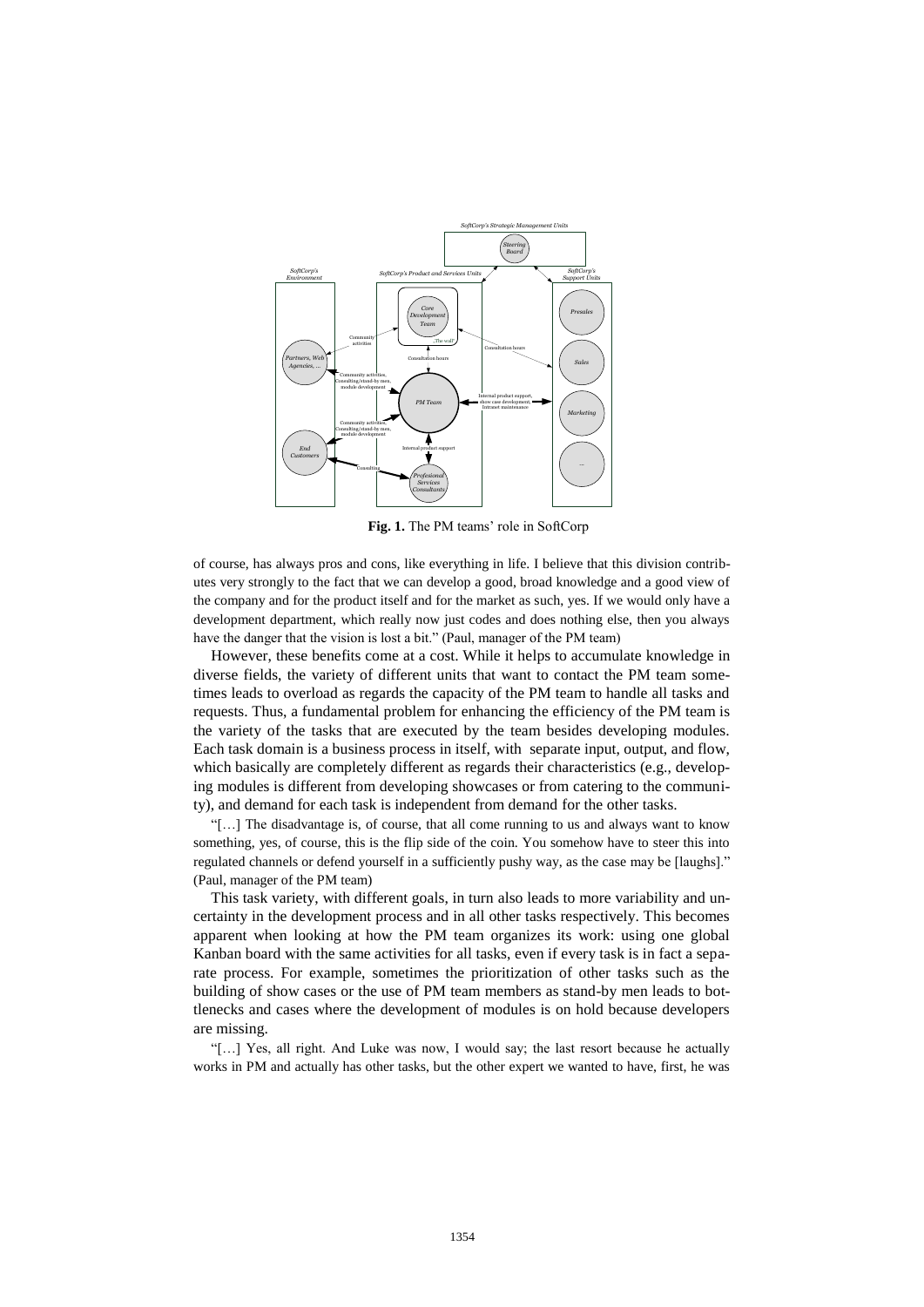**Fig. 1.** The PM teams' role in SoftCorp

of course, has always pros and cons, like everything in life. I believe that this division contributes very strongly to the fact that we can develop a good, broad knowledge and a good view of the company and for the product itself and for the market as such, yes. If we would only have a development department, which really now just codes and does nothing else, then you always have the danger that the vision is lost a bit." (Paul, manager of the PM team)

However, these benefits come at a cost. While it helps to accumulate knowledge in diverse fields, the variety of different units that want to contact the PM team sometimes leads to overload as regards the capacity of the PM team to handle all tasks and requests. Thus, a fundamental problem for enhancing the efficiency of the PM team is the variety of the tasks that are executed by the team besides developing modules. Each task domain is a business process in itself, with separate input, output, and flow, which basically are completely different as regards their characteristics (e.g., developing modules is different from developing showcases or from catering to the community), and demand for each task is independent from demand for the other tasks.

"[…] The disadvantage is, of course, that all come running to us and always want to know something, yes, of course, this is the flip side of the coin. You somehow have to steer this into regulated channels or defend yourself in a sufficiently pushy way, as the case may be [laughs]." (Paul, manager of the PM team)

This task variety, with different goals, in turn also leads to more variability and uncertainty in the development process and in all other tasks respectively. This becomes apparent when looking at how the PM team organizes its work: using one global Kanban board with the same activities for all tasks, even if every task is in fact a separate process. For example, sometimes the prioritization of other tasks such as the building of show cases or the use of PM team members as stand-by men leads to bottlenecks and cases where the development of modules is on hold because developers are missing.

"[…] Yes, all right. And Luke was now, I would say; the last resort because he actually works in PM and actually has other tasks, but the other expert we wanted to have, first, he was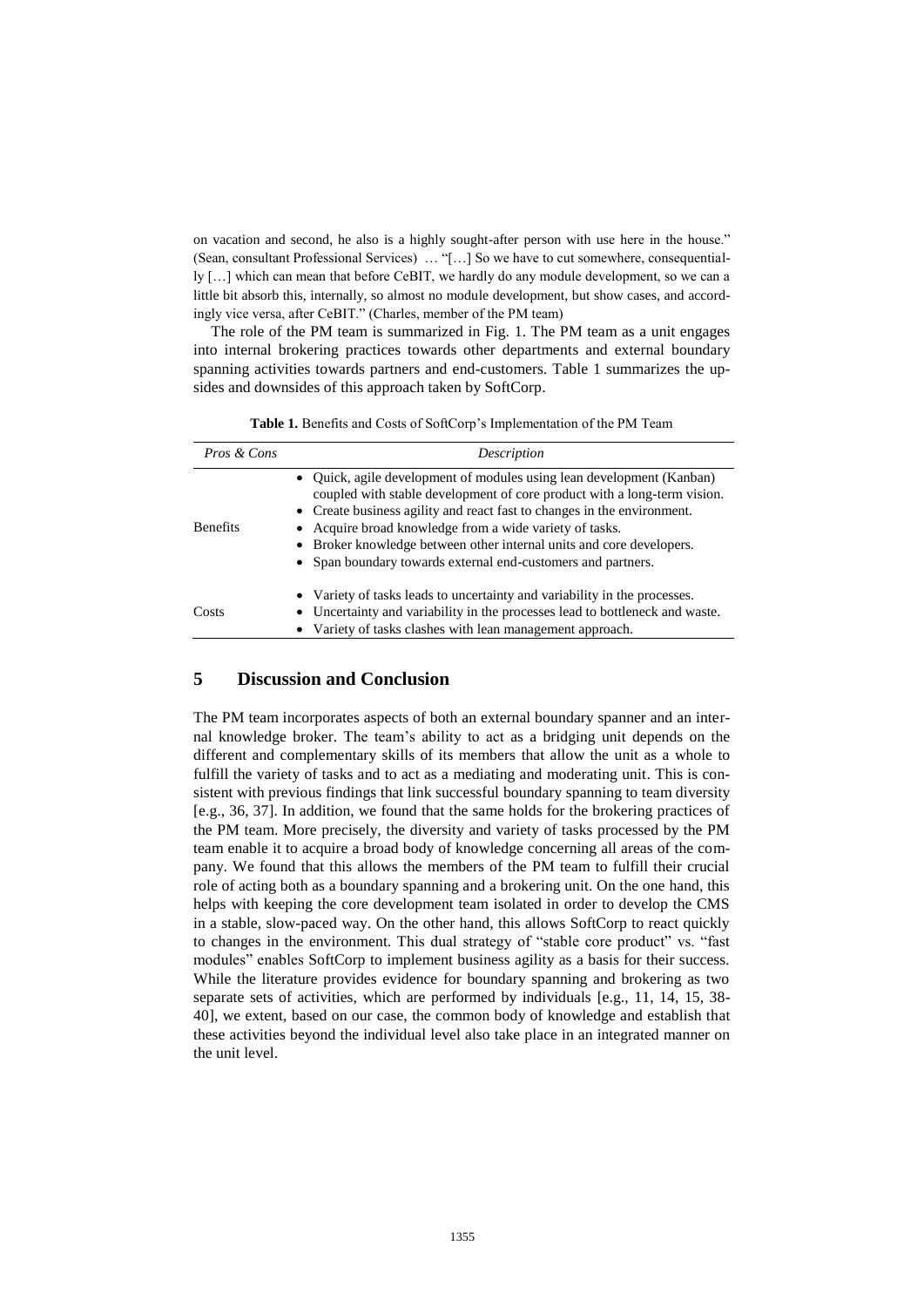on vacation and second, he also is a highly sought-after person with use here in the house." (Sean, consultant Professional Services) … "[…] So we have to cut somewhere, consequentially […] which can mean that before CeBIT, we hardly do any module development, so we can a little bit absorb this, internally, so almost no module development, but show cases, and accordingly vice versa, after CeBIT." (Charles, member of the PM team)

The role of the PM team is summarized in Fig. 1. The PM team as a unit engages into internal brokering practices towards other departments and external boundary spanning activities towards partners and end-customers. Table 1 summarizes the upsides and downsides of this approach taken by SoftCorp.

**Table 1.** Benefits and Costs of SoftCorp's Implementation of the PM Team

| *Pros & Cons* | *Description* |
|---|---|
| Benefits | • Quick, agile development of modules using lean development (Kanban) coupled with stable development of core product with a long-term vision.<br>• Create business agility and react fast to changes in the environment.<br>• Acquire broad knowledge from a wide variety of tasks.<br>• Broker knowledge between other internal units and core developers.<br>• Span boundary towards external end-customers and partners. |
| Costs | • Variety of tasks leads to uncertainty and variability in the processes.<br>• Uncertainty and variability in the processes lead to bottleneck and waste.<br>• Variety of tasks clashes with lean management approach. |

## 5 Discussion and Conclusion

The PM team incorporates aspects of both an external boundary spanner and an internal knowledge broker. The team's ability to act as a bridging unit depends on the different and complementary skills of its members that allow the unit as a whole to fulfill the variety of tasks and to act as a mediating and moderating unit. This is consistent with previous findings that link successful boundary spanning to team diversity [e.g., 36, 37]. In addition, we found that the same holds for the brokering practices of the PM team. More precisely, the diversity and variety of tasks processed by the PM team enable it to acquire a broad body of knowledge concerning all areas of the company. We found that this allows the members of the PM team to fulfill their crucial role of acting both as a boundary spanning and a brokering unit. On the one hand, this helps with keeping the core development team isolated in order to develop the CMS in a stable, slow-paced way. On the other hand, this allows SoftCorp to react quickly to changes in the environment. This dual strategy of "stable core product" vs. "fast modules" enables SoftCorp to implement business agility as a basis for their success. While the literature provides evidence for boundary spanning and brokering as two separate sets of activities, which are performed by individuals [e.g., 11, 14, 15, 38-40], we extent, based on our case, the common body of knowledge and establish that these activities beyond the individual level also take place in an integrated manner on the unit level.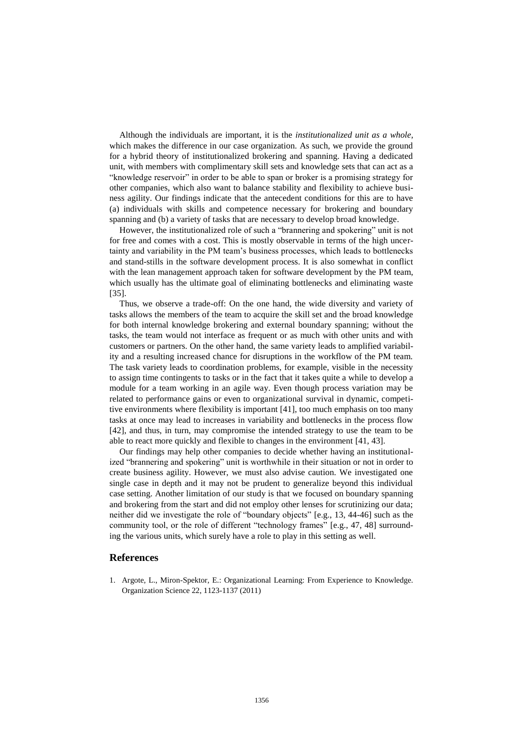Although the individuals are important, it is the *institutionalized unit as a whole*, which makes the difference in our case organization. As such, we provide the ground for a hybrid theory of institutionalized brokering and spanning. Having a dedicated unit, with members with complimentary skill sets and knowledge sets that can act as a "knowledge reservoir" in order to be able to span or broker is a promising strategy for other companies, which also want to balance stability and flexibility to achieve business agility. Our findings indicate that the antecedent conditions for this are to have (a) individuals with skills and competence necessary for brokering and boundary spanning and (b) a variety of tasks that are necessary to develop broad knowledge.

However, the institutionalized role of such a "brannering and spokering" unit is not for free and comes with a cost. This is mostly observable in terms of the high uncertainty and variability in the PM team's business processes, which leads to bottlenecks and stand-stills in the software development process. It is also somewhat in conflict with the lean management approach taken for software development by the PM team, which usually has the ultimate goal of eliminating bottlenecks and eliminating waste [35].

Thus, we observe a trade-off: On the one hand, the wide diversity and variety of tasks allows the members of the team to acquire the skill set and the broad knowledge for both internal knowledge brokering and external boundary spanning; without the tasks, the team would not interface as frequent or as much with other units and with customers or partners. On the other hand, the same variety leads to amplified variability and a resulting increased chance for disruptions in the workflow of the PM team. The task variety leads to coordination problems, for example, visible in the necessity to assign time contingents to tasks or in the fact that it takes quite a while to develop a module for a team working in an agile way. Even though process variation may be related to performance gains or even to organizational survival in dynamic, competitive environments where flexibility is important [41], too much emphasis on too many tasks at once may lead to increases in variability and bottlenecks in the process flow [42], and thus, in turn, may compromise the intended strategy to use the team to be able to react more quickly and flexible to changes in the environment [41, 43].

Our findings may help other companies to decide whether having an institutionalized "brannering and spokering" unit is worthwhile in their situation or not in order to create business agility. However, we must also advise caution. We investigated one single case in depth and it may not be prudent to generalize beyond this individual case setting. Another limitation of our study is that we focused on boundary spanning and brokering from the start and did not employ other lenses for scrutinizing our data; neither did we investigate the role of "boundary objects" [e.g., 13, 44-46] such as the community tool, or the role of different "technology frames" [e.g., 47, 48] surrounding the various units, which surely have a role to play in this setting as well.

## References

1. Argote, L., Miron-Spektor, E.: Organizational Learning: From Experience to Knowledge. Organization Science 22, 1123-1137 (2011)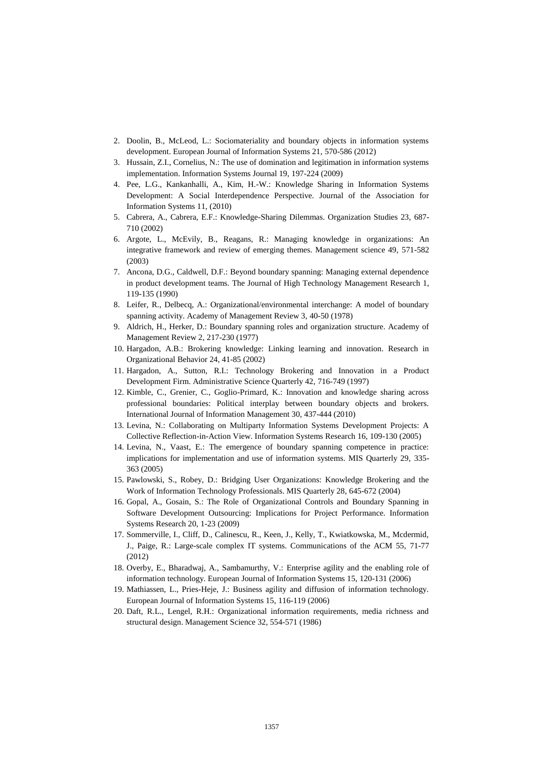2. Doolin, B., McLeod, L.: Sociomateriality and boundary objects in information systems development. European Journal of Information Systems 21, 570-586 (2012)
3. Hussain, Z.I., Cornelius, N.: The use of domination and legitimation in information systems implementation. Information Systems Journal 19, 197-224 (2009)
4. Pee, L.G., Kankanhalli, A., Kim, H.-W.: Knowledge Sharing in Information Systems Development: A Social Interdependence Perspective. Journal of the Association for Information Systems 11, (2010)
5. Cabrera, A., Cabrera, E.F.: Knowledge-Sharing Dilemmas. Organization Studies 23, 687-710 (2002)
6. Argote, L., McEvily, B., Reagans, R.: Managing knowledge in organizations: An integrative framework and review of emerging themes. Management science 49, 571-582 (2003)
7. Ancona, D.G., Caldwell, D.F.: Beyond boundary spanning: Managing external dependence in product development teams. The Journal of High Technology Management Research 1, 119-135 (1990)
8. Leifer, R., Delbecq, A.: Organizational/environmental interchange: A model of boundary spanning activity. Academy of Management Review 3, 40-50 (1978)
9. Aldrich, H., Herker, D.: Boundary spanning roles and organization structure. Academy of Management Review 2, 217-230 (1977)
10. Hargadon, A.B.: Brokering knowledge: Linking learning and innovation. Research in Organizational Behavior 24, 41-85 (2002)
11. Hargadon, A., Sutton, R.I.: Technology Brokering and Innovation in a Product Development Firm. Administrative Science Quarterly 42, 716-749 (1997)
12. Kimble, C., Grenier, C., Goglio-Primard, K.: Innovation and knowledge sharing across professional boundaries: Political interplay between boundary objects and brokers. International Journal of Information Management 30, 437-444 (2010)
13. Levina, N.: Collaborating on Multiparty Information Systems Development Projects: A Collective Reflection-in-Action View. Information Systems Research 16, 109-130 (2005)
14. Levina, N., Vaast, E.: The emergence of boundary spanning competence in practice: implications for implementation and use of information systems. MIS Quarterly 29, 335-363 (2005)
15. Pawlowski, S., Robey, D.: Bridging User Organizations: Knowledge Brokering and the Work of Information Technology Professionals. MIS Quarterly 28, 645-672 (2004)
16. Gopal, A., Gosain, S.: The Role of Organizational Controls and Boundary Spanning in Software Development Outsourcing: Implications for Project Performance. Information Systems Research 20, 1-23 (2009)
17. Sommerville, I., Cliff, D., Calinescu, R., Keen, J., Kelly, T., Kwiatkowska, M., Mcdermid, J., Paige, R.: Large-scale complex IT systems. Communications of the ACM 55, 71-77 (2012)
18. Overby, E., Bharadwaj, A., Sambamurthy, V.: Enterprise agility and the enabling role of information technology. European Journal of Information Systems 15, 120-131 (2006)
19. Mathiassen, L., Pries-Heje, J.: Business agility and diffusion of information technology. European Journal of Information Systems 15, 116-119 (2006)
20. Daft, R.L., Lengel, R.H.: Organizational information requirements, media richness and structural design. Management Science 32, 554-571 (1986)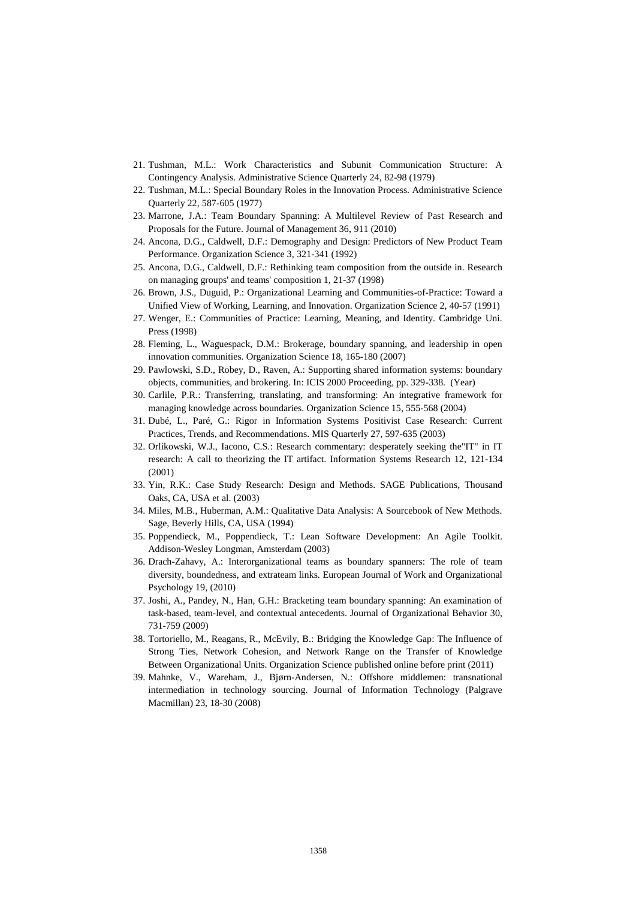21. Tushman, M.L.: Work Characteristics and Subunit Communication Structure: A Contingency Analysis. Administrative Science Quarterly 24, 82-98 (1979)
22. Tushman, M.L.: Special Boundary Roles in the Innovation Process. Administrative Science Quarterly 22, 587-605 (1977)
23. Marrone, J.A.: Team Boundary Spanning: A Multilevel Review of Past Research and Proposals for the Future. Journal of Management 36, 911 (2010)
24. Ancona, D.G., Caldwell, D.F.: Demography and Design: Predictors of New Product Team Performance. Organization Science 3, 321-341 (1992)
25. Ancona, D.G., Caldwell, D.F.: Rethinking team composition from the outside in. Research on managing groups' and teams' composition 1, 21-37 (1998)
26. Brown, J.S., Duguid, P.: Organizational Learning and Communities-of-Practice: Toward a Unified View of Working, Learning, and Innovation. Organization Science 2, 40-57 (1991)
27. Wenger, E.: Communities of Practice: Learning, Meaning, and Identity. Cambridge Uni. Press (1998)
28. Fleming, L., Waguespack, D.M.: Brokerage, boundary spanning, and leadership in open innovation communities. Organization Science 18, 165-180 (2007)
29. Pawlowski, S.D., Robey, D., Raven, A.: Supporting shared information systems: boundary objects, communities, and brokering. In: ICIS 2000 Proceeding, pp. 329-338. (Year)
30. Carlile, P.R.: Transferring, translating, and transforming: An integrative framework for managing knowledge across boundaries. Organization Science 15, 555-568 (2004)
31. Dubé, L., Paré, G.: Rigor in Information Systems Positivist Case Research: Current Practices, Trends, and Recommendations. MIS Quarterly 27, 597-635 (2003)
32. Orlikowski, W.J., Iacono, C.S.: Research commentary: desperately seeking the"IT" in IT research: A call to theorizing the IT artifact. Information Systems Research 12, 121-134 (2001)
33. Yin, R.K.: Case Study Research: Design and Methods. SAGE Publications, Thousand Oaks, CA, USA et al. (2003)
34. Miles, M.B., Huberman, A.M.: Qualitative Data Analysis: A Sourcebook of New Methods. Sage, Beverly Hills, CA, USA (1994)
35. Poppendieck, M., Poppendieck, T.: Lean Software Development: An Agile Toolkit. Addison-Wesley Longman, Amsterdam (2003)
36. Drach-Zahavy, A.: Interorganizational teams as boundary spanners: The role of team diversity, boundedness, and extrateam links. European Journal of Work and Organizational Psychology 19, (2010)
37. Joshi, A., Pandey, N., Han, G.H.: Bracketing team boundary spanning: An examination of task-based, team-level, and contextual antecedents. Journal of Organizational Behavior 30, 731-759 (2009)
38. Tortoriello, M., Reagans, R., McEvily, B.: Bridging the Knowledge Gap: The Influence of Strong Ties, Network Cohesion, and Network Range on the Transfer of Knowledge Between Organizational Units. Organization Science published online before print (2011)
39. Mahnke, V., Wareham, J., Bjørn-Andersen, N.: Offshore middlemen: transnational intermediation in technology sourcing. Journal of Information Technology (Palgrave Macmillan) 23, 18-30 (2008)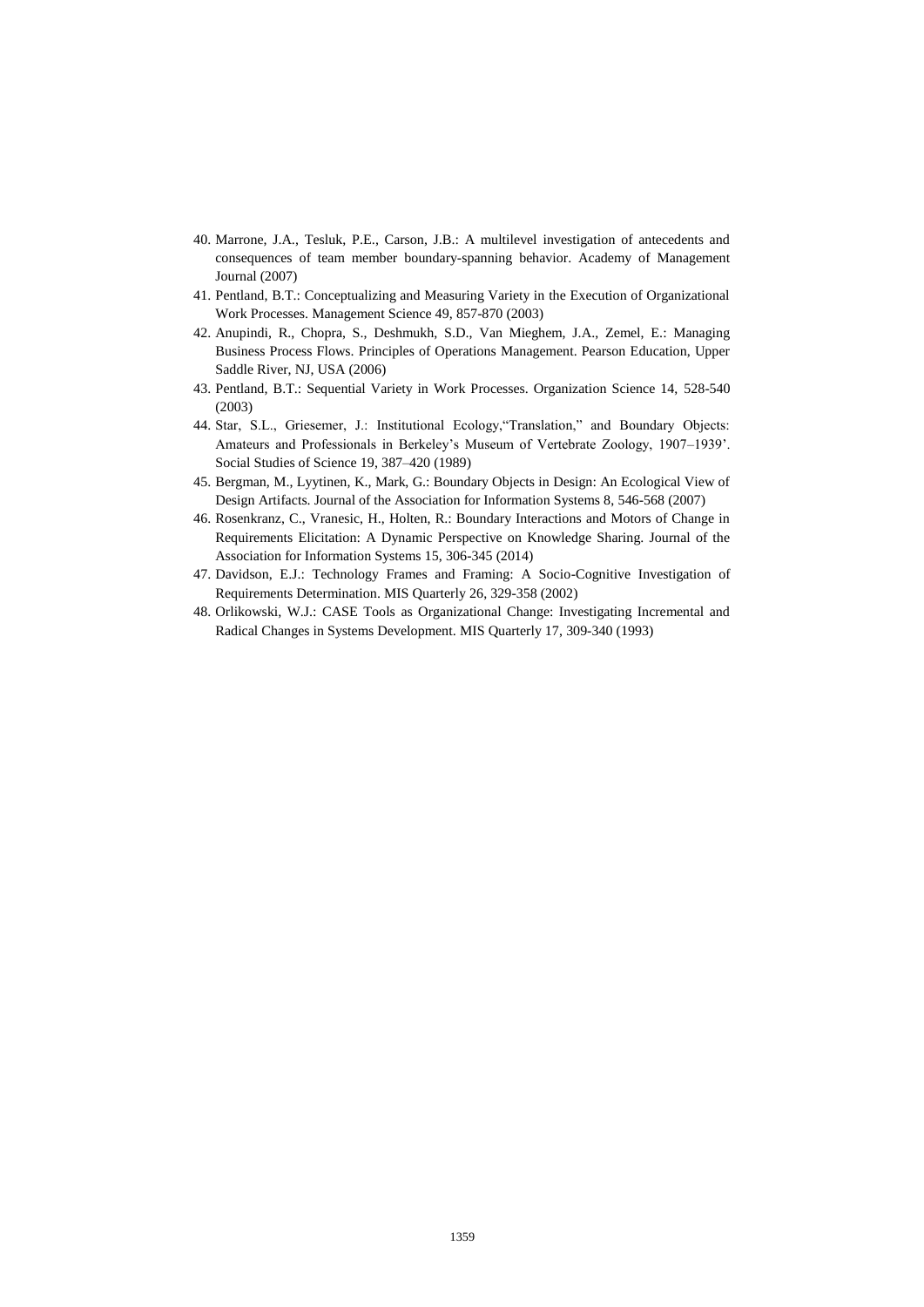40. Marrone, J.A., Tesluk, P.E., Carson, J.B.: A multilevel investigation of antecedents and consequences of team member boundary-spanning behavior. Academy of Management Journal (2007)
41. Pentland, B.T.: Conceptualizing and Measuring Variety in the Execution of Organizational Work Processes. Management Science 49, 857-870 (2003)
42. Anupindi, R., Chopra, S., Deshmukh, S.D., Van Mieghem, J.A., Zemel, E.: Managing Business Process Flows. Principles of Operations Management. Pearson Education, Upper Saddle River, NJ, USA (2006)
43. Pentland, B.T.: Sequential Variety in Work Processes. Organization Science 14, 528-540 (2003)
44. Star, S.L., Griesemer, J.: Institutional Ecology,"Translation," and Boundary Objects: Amateurs and Professionals in Berkeley's Museum of Vertebrate Zoology, 1907–1939'. Social Studies of Science 19, 387–420 (1989)
45. Bergman, M., Lyytinen, K., Mark, G.: Boundary Objects in Design: An Ecological View of Design Artifacts. Journal of the Association for Information Systems 8, 546-568 (2007)
46. Rosenkranz, C., Vranesic, H., Holten, R.: Boundary Interactions and Motors of Change in Requirements Elicitation: A Dynamic Perspective on Knowledge Sharing. Journal of the Association for Information Systems 15, 306-345 (2014)
47. Davidson, E.J.: Technology Frames and Framing: A Socio-Cognitive Investigation of Requirements Determination. MIS Quarterly 26, 329-358 (2002)
48. Orlikowski, W.J.: CASE Tools as Organizational Change: Investigating Incremental and Radical Changes in Systems Development. MIS Quarterly 17, 309-340 (1993)